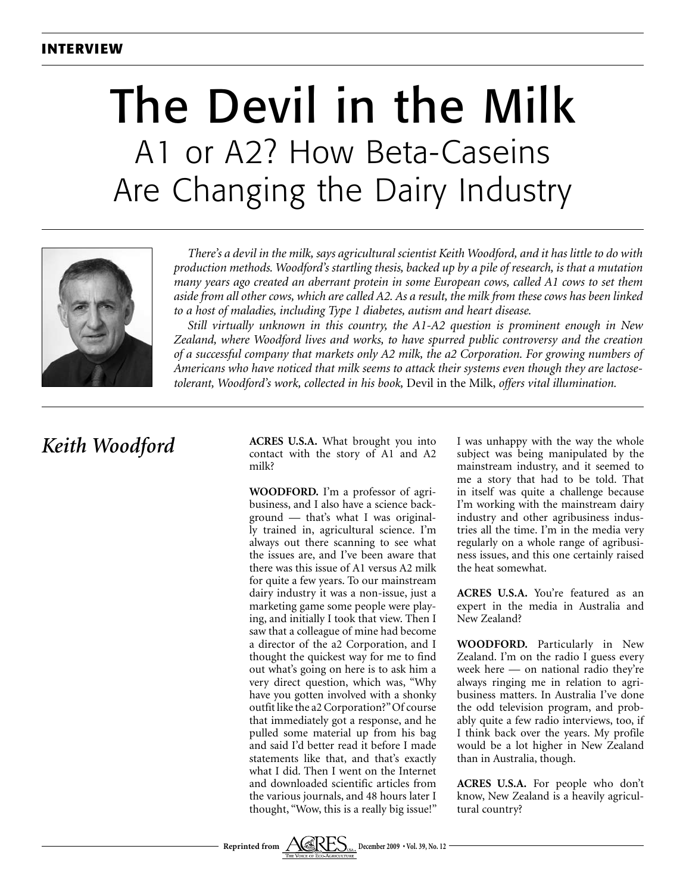INTERVIEW

# The Devil in the Milk

## A1 or A2? How Beta-Caseins Are Changing the Dairy Industry

*There's a devil in the milk, says agricultural scientist Keith Woodford, and it has little to do with production methods. Woodford's startling thesis, backed up by a pile of research, is that a mutation many years ago created an aberrant protein in some European cows, called A1 cows to set them aside from all other cows, which are called A2. As a result, the milk from these cows has been linked to a host of maladies, including Type 1 diabetes, autism and heart disease.*

*Still virtually unknown in this country, the A1-A2 question is prominent enough in New Zealand, where Woodford lives and works, to have spurred public controversy and the creation of a successful company that markets only A2 milk, the a2 Corporation. For growing numbers of Americans who have noticed that milk seems to attack their systems even though they are lactose-tolerant, Woodford's work, collected in his book,* Devil in the Milk, *offers vital illumination.*

## *Keith Woodford*

**ACRES U.S.A.** What brought you into contact with the story of A1 and A2 milk?

**WOODFORD.** I'm a professor of agribusiness, and I also have a science background — that's what I was originally trained in, agricultural science. I'm always out there scanning to see what the issues are, and I've been aware that there was this issue of A1 versus A2 milk for quite a few years. To our mainstream dairy industry it was a non-issue, just a marketing game some people were playing, and initially I took that view. Then I saw that a colleague of mine had become a director of the a2 Corporation, and I thought the quickest way for me to find out what's going on here is to ask him a very direct question, which was, "Why have you gotten involved with a shonky outfit like the a2 Corporation?" Of course that immediately got a response, and he pulled some material up from his bag and said I'd better read it before I made statements like that, and that's exactly what I did. Then I went on the Internet and downloaded scientific articles from the various journals, and 48 hours later I thought, "Wow, this is a really big issue!" I was unhappy with the way the whole subject was being manipulated by the mainstream industry, and it seemed to me a story that had to be told. That in itself was quite a challenge because I'm working with the mainstream dairy industry and other agribusiness industries all the time. I'm in the media very regularly on a whole range of agribusiness issues, and this one certainly raised the heat somewhat.

**ACRES U.S.A.** You're featured as an expert in the media in Australia and New Zealand?

**WOODFORD.** Particularly in New Zealand. I'm on the radio I guess every week here — on national radio they're always ringing me in relation to agribusiness matters. In Australia I've done the odd television program, and probably quite a few radio interviews, too, if I think back over the years. My profile would be a lot higher in New Zealand than in Australia, though.

**ACRES U.S.A.** For people who don't know, New Zealand is a heavily agricultural country?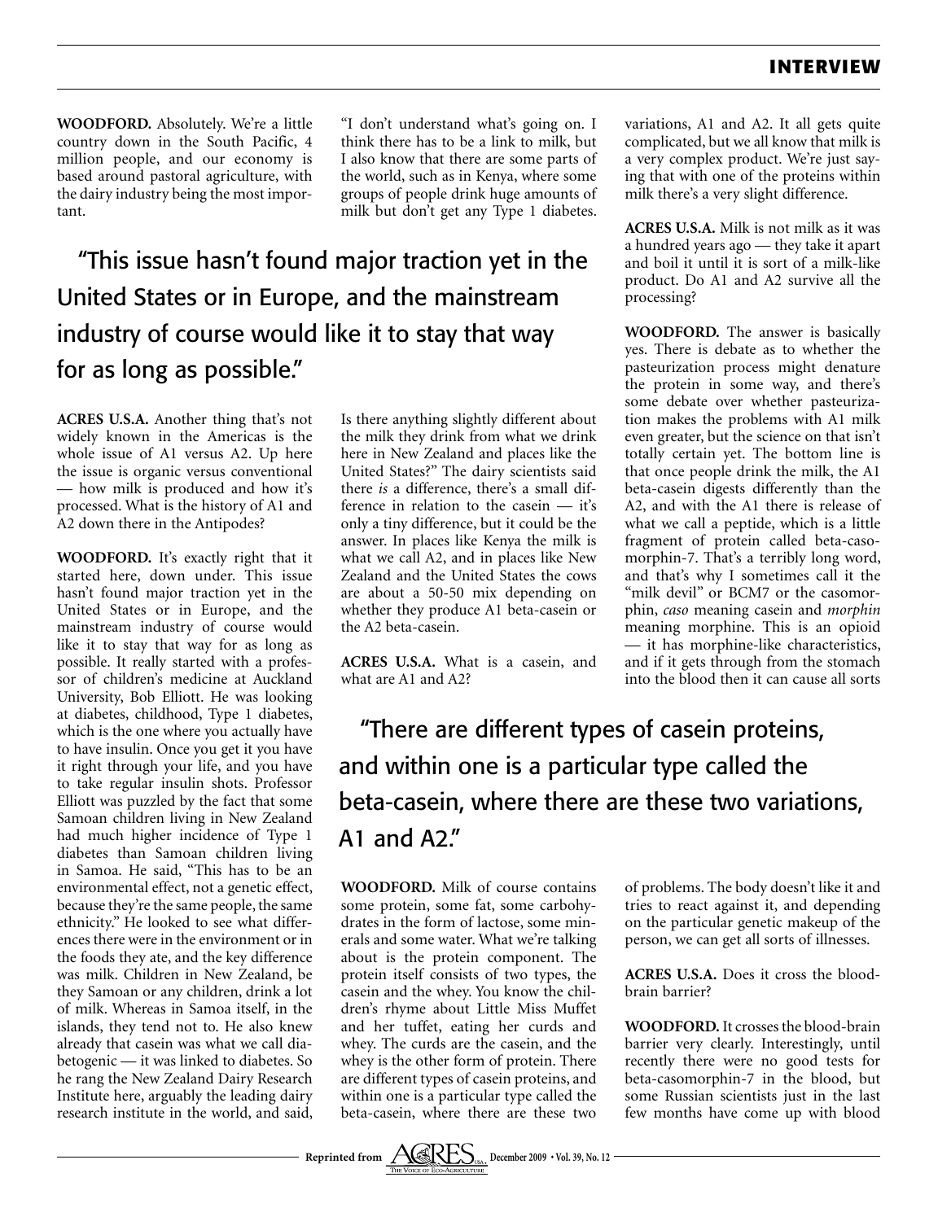**WOODFORD.** Absolutely. We're a little country down in the South Pacific, 4 million people, and our economy is based around pastoral agriculture, with the dairy industry being the most important.

> "This issue hasn't found major traction yet in the United States or in Europe, and the mainstream industry of course would like it to stay that way for as long as possible."

**ACRES U.S.A.** Another thing that's not widely known in the Americas is the whole issue of A1 versus A2. Up here the issue is organic versus conventional — how milk is produced and how it's processed. What is the history of A1 and A2 down there in the Antipodes?

**WOODFORD.** It's exactly right that it started here, down under. This issue hasn't found major traction yet in the United States or in Europe, and the mainstream industry of course would like it to stay that way for as long as possible. It really started with a professor of children's medicine at Auckland University, Bob Elliott. He was looking at diabetes, childhood, Type 1 diabetes, which is the one where you actually have to have insulin. Once you get it you have it right through your life, and you have to take regular insulin shots. Professor Elliott was puzzled by the fact that some Samoan children living in New Zealand had much higher incidence of Type 1 diabetes than Samoan children living in Samoa. He said, "This has to be an environmental effect, not a genetic effect, because they're the same people, the same ethnicity." He looked to see what differences there were in the environment or in the foods they ate, and the key difference was milk. Children in New Zealand, be they Samoan or any children, drink a lot of milk. Whereas in Samoa itself, in the islands, they tend not to. He also knew already that casein was what we call diabetogenic — it was linked to diabetes. So he rang the New Zealand Dairy Research Institute here, arguably the leading dairy research institute in the world, and said, "I don't understand what's going on. I think there has to be a link to milk, but I also know that there are some parts of the world, such as in Kenya, where some groups of people drink huge amounts of milk but don't get any Type 1 diabetes. Is there anything slightly different about the milk they drink from what we drink here in New Zealand and places like the United States?" The dairy scientists said there *is* a difference, there's a small difference in relation to the casein — it's only a tiny difference, but it could be the answer. In places like Kenya the milk is what we call A2, and in places like New Zealand and the United States the cows are about a 50-50 mix depending on whether they produce A1 beta-casein or the A2 beta-casein.

**ACRES U.S.A.** What is a casein, and what are A1 and A2?

> "There are different types of casein proteins, and within one is a particular type called the beta-casein, where there are these two variations, A1 and A2."

**WOODFORD.** Milk of course contains some protein, some fat, some carbohydrates in the form of lactose, some minerals and some water. What we're talking about is the protein component. The protein itself consists of two types, the casein and the whey. You know the children's rhyme about Little Miss Muffet and her tuffet, eating her curds and whey. The curds are the casein, and the whey is the other form of protein. There are different types of casein proteins, and within one is a particular type called the beta-casein, where there are these two variations, A1 and A2. It all gets quite complicated, but we all know that milk is a very complex product. We're just saying that with one of the proteins within milk there's a very slight difference.

**ACRES U.S.A.** Milk is not milk as it was a hundred years ago — they take it apart and boil it until it is sort of a milk-like product. Do A1 and A2 survive all the processing?

**WOODFORD.** The answer is basically yes. There is debate as to whether the pasteurization process might denature the protein in some way, and there's some debate over whether pasteurization makes the problems with A1 milk even greater, but the science on that isn't totally certain yet. The bottom line is that once people drink the milk, the A1 beta-casein digests differently than the A2, and with the A1 there is release of what we call a peptide, which is a little fragment of protein called beta-casomorphin-7. That's a terribly long word, and that's why I sometimes call it the "milk devil" or BCM7 or the casomorphin, *caso* meaning casein and *morphin* meaning morphine. This is an opioid — it has morphine-like characteristics, and if it gets through from the stomach into the blood then it can cause all sorts of problems. The body doesn't like it and tries to react against it, and depending on the particular genetic makeup of the person, we can get all sorts of illnesses.

**ACRES U.S.A.** Does it cross the blood-brain barrier?

**WOODFORD.** It crosses the blood-brain barrier very clearly. Interestingly, until recently there were no good tests for beta-casomorphin-7 in the blood, but some Russian scientists just in the last few months have come up with blood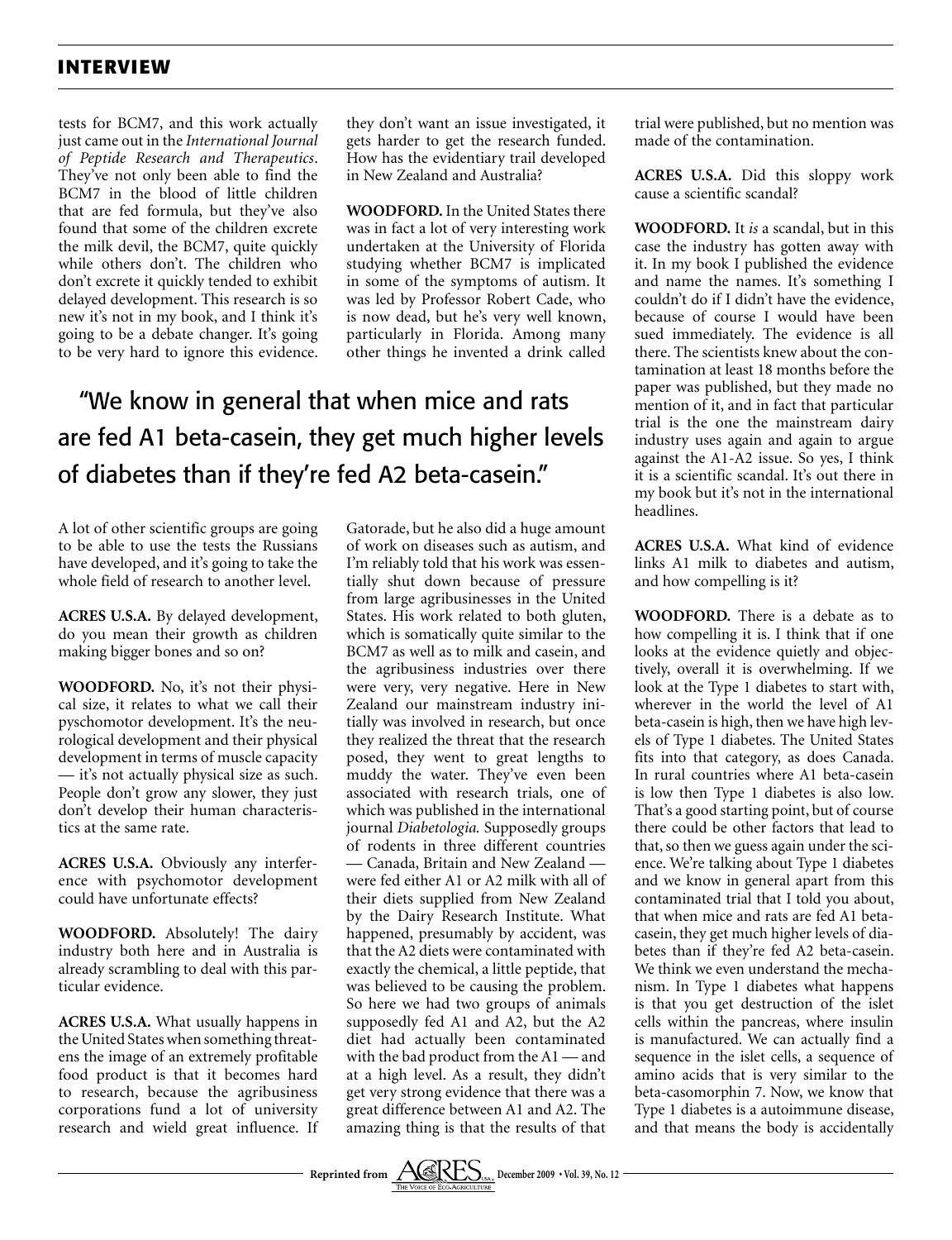tests for BCM7, and this work actually just came out in the *International Journal of Peptide Research and Therapeutics*. They've not only been able to find the BCM7 in the blood of little children that are fed formula, but they've also found that some of the children excrete the milk devil, the BCM7, quite quickly while others don't. The children who don't excrete it quickly tended to exhibit delayed development. This research is so new it's not in my book, and I think it's going to be a debate changer. It's going to be very hard to ignore this evidence. A lot of other scientific groups are going to be able to use the tests the Russians have developed, and it's going to take the whole field of research to another level.

**ACRES U.S.A.** By delayed development, do you mean their growth as children making bigger bones and so on?

**WOODFORD.** No, it's not their physical size, it relates to what we call their pyschomotor development. It's the neurological development and their physical development in terms of muscle capacity — it's not actually physical size as such. People don't grow any slower, they just don't develop their human characteristics at the same rate.

**ACRES U.S.A.** Obviously any interference with psychomotor development could have unfortunate effects?

**WOODFORD.** Absolutely! The dairy industry both here and in Australia is already scrambling to deal with this particular evidence.

**ACRES U.S.A.** What usually happens in the United States when something threatens the image of an extremely profitable food product is that it becomes hard to research, because the agribusiness corporations fund a lot of university research and wield great influence. If they don't want an issue investigated, it gets harder to get the research funded. How has the evidentiary trail developed in New Zealand and Australia?

**WOODFORD.** In the United States there was in fact a lot of very interesting work undertaken at the University of Florida studying whether BCM7 is implicated in some of the symptoms of autism. It was led by Professor Robert Cade, who is now dead, but he's very well known, particularly in Florida. Among many other things he invented a drink called Gatorade, but he also did a huge amount of work on diseases such as autism, and I'm reliably told that his work was essentially shut down because of pressure from large agribusinesses in the United States. His work related to both gluten, which is somatically quite similar to the BCM7 as well as to milk and casein, and the agribusiness industries over there were very, very negative. Here in New Zealand our mainstream industry initially was involved in research, but once they realized the threat that the research posed, they went to great lengths to muddy the water. They've even been associated with research trials, one of which was published in the international journal *Diabetologia.* Supposedly groups of rodents in three different countries — Canada, Britain and New Zealand — were fed either A1 or A2 milk with all of their diets supplied from New Zealand by the Dairy Research Institute. What happened, presumably by accident, was that the A2 diets were contaminated with exactly the chemical, a little peptide, that was believed to be causing the problem. So here we had two groups of animals supposedly fed A1 and A2, but the A2 diet had actually been contaminated with the bad product from the A1 — and at a high level. As a result, they didn't get very strong evidence that there was a great difference between A1 and A2. The amazing thing is that the results of that trial were published, but no mention was made of the contamination.

> "We know in general that when mice and rats are fed A1 beta-casein, they get much higher levels of diabetes than if they're fed A2 beta-casein."

**ACRES U.S.A.** Did this sloppy work cause a scientific scandal?

**WOODFORD.** It *is* a scandal, but in this case the industry has gotten away with it. In my book I published the evidence and name the names. It's something I couldn't do if I didn't have the evidence, because of course I would have been sued immediately. The evidence is all there. The scientists knew about the contamination at least 18 months before the paper was published, but they made no mention of it, and in fact that particular trial is the one the mainstream dairy industry uses again and again to argue against the A1-A2 issue. So yes, I think it is a scientific scandal. It's out there in my book but it's not in the international headlines.

**ACRES U.S.A.** What kind of evidence links A1 milk to diabetes and autism, and how compelling is it?

**WOODFORD.** There is a debate as to how compelling it is. I think that if one looks at the evidence quietly and objectively, overall it is overwhelming. If we look at the Type 1 diabetes to start with, wherever in the world the level of A1 beta-casein is high, then we have high levels of Type 1 diabetes. The United States fits into that category, as does Canada. In rural countries where A1 beta-casein is low then Type 1 diabetes is also low. That's a good starting point, but of course there could be other factors that lead to that, so then we guess again under the science. We're talking about Type 1 diabetes and we know in general apart from this contaminated trial that I told you about, that when mice and rats are fed A1 beta-casein, they get much higher levels of diabetes than if they're fed A2 beta-casein. We think we even understand the mechanism. In Type 1 diabetes what happens is that you get destruction of the islet cells within the pancreas, where insulin is manufactured. We can actually find a sequence in the islet cells, a sequence of amino acids that is very similar to the beta-casomorphin 7. Now, we know that Type 1 diabetes is a autoimmune disease, and that means the body is accidentally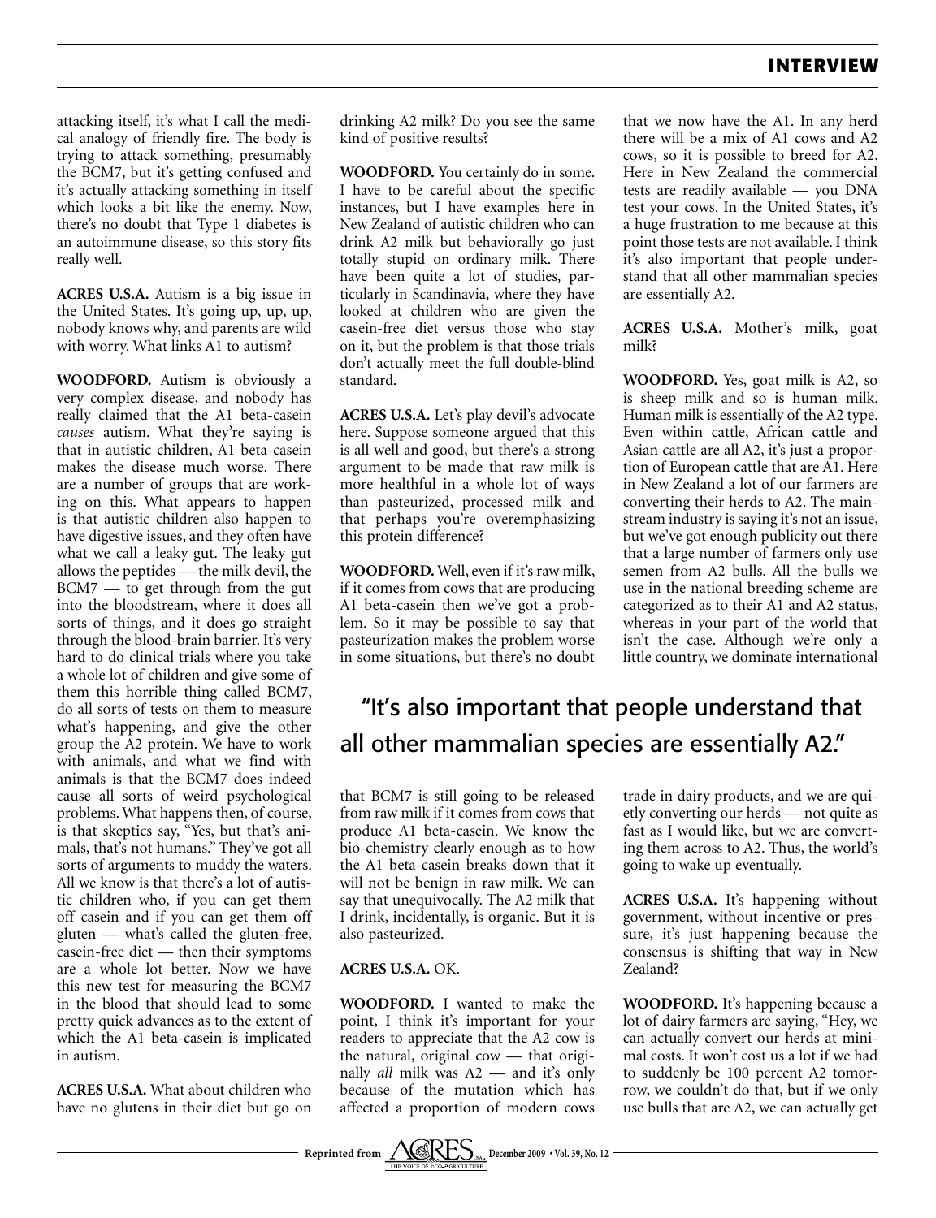attacking itself, it's what I call the medical analogy of friendly fire. The body is trying to attack something, presumably the BCM7, but it's getting confused and it's actually attacking something in itself which looks a bit like the enemy. Now, there's no doubt that Type 1 diabetes is an autoimmune disease, so this story fits really well.

**ACRES U.S.A.** Autism is a big issue in the United States. It's going up, up, up, nobody knows why, and parents are wild with worry. What links A1 to autism?

**WOODFORD.** Autism is obviously a very complex disease, and nobody has really claimed that the A1 beta-casein *causes* autism. What they're saying is that in autistic children, A1 beta-casein makes the disease much worse. There are a number of groups that are working on this. What appears to happen is that autistic children also happen to have digestive issues, and they often have what we call a leaky gut. The leaky gut allows the peptides — the milk devil, the BCM7 — to get through from the gut into the bloodstream, where it does all sorts of things, and it does go straight through the blood-brain barrier. It's very hard to do clinical trials where you take a whole lot of children and give some of them this horrible thing called BCM7, do all sorts of tests on them to measure what's happening, and give the other group the A2 protein. We have to work with animals, and what we find with animals is that the BCM7 does indeed cause all sorts of weird psychological problems. What happens then, of course, is that skeptics say, "Yes, but that's animals, that's not humans." They've got all sorts of arguments to muddy the waters. All we know is that there's a lot of autistic children who, if you can get them off casein and if you can get them off gluten — what's called the gluten-free, casein-free diet — then their symptoms are a whole lot better. Now we have this new test for measuring the BCM7 in the blood that should lead to some pretty quick advances as to the extent of which the A1 beta-casein is implicated in autism.

**ACRES U.S.A.** What about children who have no glutens in their diet but go on drinking A2 milk? Do you see the same kind of positive results?

**WOODFORD.** You certainly do in some. I have to be careful about the specific instances, but I have examples here in New Zealand of autistic children who can drink A2 milk but behaviorally go just totally stupid on ordinary milk. There have been quite a lot of studies, particularly in Scandinavia, where they have looked at children who are given the casein-free diet versus those who stay on it, but the problem is that those trials don't actually meet the full double-blind standard.

**ACRES U.S.A.** Let's play devil's advocate here. Suppose someone argued that this is all well and good, but there's a strong argument to be made that raw milk is more healthful in a whole lot of ways than pasteurized, processed milk and that perhaps you're overemphasizing this protein difference?

**WOODFORD.** Well, even if it's raw milk, if it comes from cows that are producing A1 beta-casein then we've got a problem. So it may be possible to say that pasteurization makes the problem worse in some situations, but there's no doubt that BCM7 is still going to be released from raw milk if it comes from cows that produce A1 beta-casein. We know the bio-chemistry clearly enough as to how the A1 beta-casein breaks down that it will not be benign in raw milk. We can say that unequivocally. The A2 milk that I drink, incidentally, is organic. But it is also pasteurized.

**ACRES U.S.A.** OK.

**WOODFORD.** I wanted to make the point, I think it's important for your readers to appreciate that the A2 cow is the natural, original cow — that originally *all* milk was A2 — and it's only because of the mutation which has affected a proportion of modern cows that we now have the A1. In any herd there will be a mix of A1 cows and A2 cows, so it is possible to breed for A2. Here in New Zealand the commercial tests are readily available — you DNA test your cows. In the United States, it's a huge frustration to me because at this point those tests are not available. I think it's also important that people understand that all other mammalian species are essentially A2.

> "It's also important that people understand that all other mammalian species are essentially A2."

**ACRES U.S.A.** Mother's milk, goat milk?

**WOODFORD.** Yes, goat milk is A2, so is sheep milk and so is human milk. Human milk is essentially of the A2 type. Even within cattle, African cattle and Asian cattle are all A2, it's just a proportion of European cattle that are A1. Here in New Zealand a lot of our farmers are converting their herds to A2. The mainstream industry is saying it's not an issue, but we've got enough publicity out there that a large number of farmers only use semen from A2 bulls. All the bulls we use in the national breeding scheme are categorized as to their A1 and A2 status, whereas in your part of the world that isn't the case. Although we're only a little country, we dominate international trade in dairy products, and we are quietly converting our herds — not quite as fast as I would like, but we are converting them across to A2. Thus, the world's going to wake up eventually.

**ACRES U.S.A.** It's happening without government, without incentive or pressure, it's just happening because the consensus is shifting that way in New Zealand?

**WOODFORD.** It's happening because a lot of dairy farmers are saying, "Hey, we can actually convert our herds at minimal costs. It won't cost us a lot if we had to suddenly be 100 percent A2 tomorrow, we couldn't do that, but if we only use bulls that are A2, we can actually get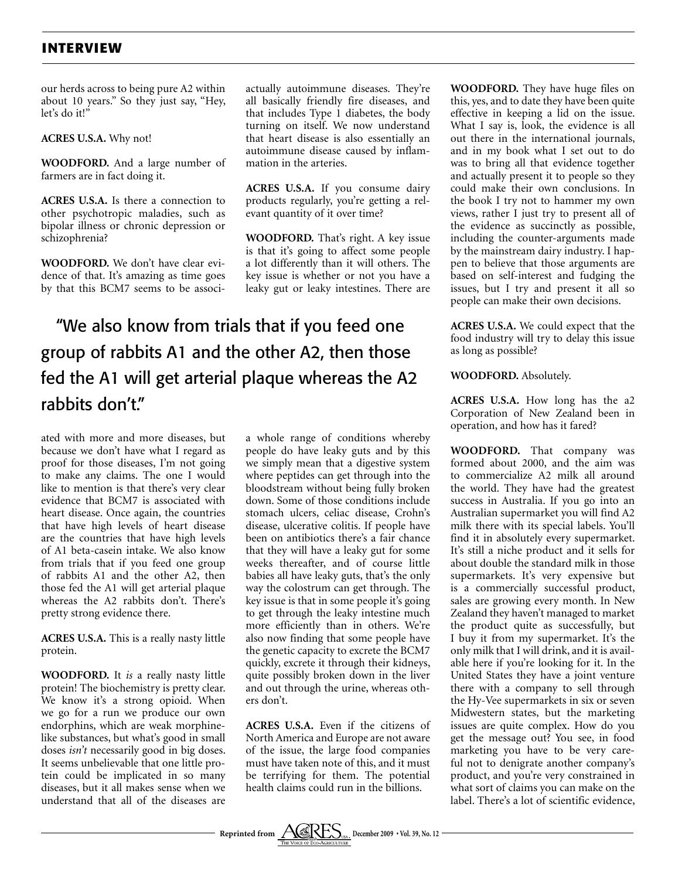our herds across to being pure A2 within about 10 years." So they just say, "Hey, let's do it!"

**ACRES U.S.A.** Why not!

**WOODFORD.** And a large number of farmers are in fact doing it.

**ACRES U.S.A.** Is there a connection to other psychotropic maladies, such as bipolar illness or chronic depression or schizophrenia?

**WOODFORD.** We don't have clear evidence of that. It's amazing as time goes by that this BCM7 seems to be associated with more and more diseases, but because we don't have what I regard as proof for those diseases, I'm not going to make any claims. The one I would like to mention is that there's very clear evidence that BCM7 is associated with heart disease. Once again, the countries that have high levels of heart disease are the countries that have high levels of A1 beta-casein intake. We also know from trials that if you feed one group of rabbits A1 and the other A2, then those fed the A1 will get arterial plaque whereas the A2 rabbits don't. There's pretty strong evidence there.

**ACRES U.S.A.** This is a really nasty little protein.

**WOODFORD.** It *is* a really nasty little protein! The biochemistry is pretty clear. We know it's a strong opioid. When we go for a run we produce our own endorphins, which are weak morphine-like substances, but what's good in small doses *isn't* necessarily good in big doses. It seems unbelievable that one little protein could be implicated in so many diseases, but it all makes sense when we understand that all of the diseases are actually autoimmune diseases. They're all basically friendly fire diseases, and that includes Type 1 diabetes, the body turning on itself. We now understand that heart disease is also essentially an autoimmune disease caused by inflammation in the arteries.

**ACRES U.S.A.** If you consume dairy products regularly, you're getting a relevant quantity of it over time?

**WOODFORD.** That's right. A key issue is that it's going to affect some people a lot differently than it will others. The key issue is whether or not you have a leaky gut or leaky intestines. There are a whole range of conditions whereby people do have leaky guts and by this we simply mean that a digestive system where peptides can get through into the bloodstream without being fully broken down. Some of those conditions include stomach ulcers, celiac disease, Crohn's disease, ulcerative colitis. If people have been on antibiotics there's a fair chance that they will have a leaky gut for some weeks thereafter, and of course little babies all have leaky guts, that's the only way the colostrum can get through. The key issue is that in some people it's going to get through the leaky intestine much more efficiently than in others. We're also now finding that some people have the genetic capacity to excrete the BCM7 quickly, excrete it through their kidneys, quite possibly broken down in the liver and out through the urine, whereas others don't.

> "We also know from trials that if you feed one group of rabbits A1 and the other A2, then those fed the A1 will get arterial plaque whereas the A2 rabbits don't."

**ACRES U.S.A.** Even if the citizens of North America and Europe are not aware of the issue, the large food companies must have taken note of this, and it must be terrifying for them. The potential health claims could run in the billions.

**WOODFORD.** They have huge files on this, yes, and to date they have been quite effective in keeping a lid on the issue. What I say is, look, the evidence is all out there in the international journals, and in my book what I set out to do was to bring all that evidence together and actually present it to people so they could make their own conclusions. In the book I try not to hammer my own views, rather I just try to present all of the evidence as succinctly as possible, including the counter-arguments made by the mainstream dairy industry. I happen to believe that those arguments are based on self-interest and fudging the issues, but I try and present it all so people can make their own decisions.

**ACRES U.S.A.** We could expect that the food industry will try to delay this issue as long as possible?

**WOODFORD.** Absolutely.

**ACRES U.S.A.** How long has the a2 Corporation of New Zealand been in operation, and how has it fared?

**WOODFORD.** That company was formed about 2000, and the aim was to commercialize A2 milk all around the world. They have had the greatest success in Australia. If you go into an Australian supermarket you will find A2 milk there with its special labels. You'll find it in absolutely every supermarket. It's still a niche product and it sells for about double the standard milk in those supermarkets. It's very expensive but is a commercially successful product, sales are growing every month. In New Zealand they haven't managed to market the product quite as successfully, but I buy it from my supermarket. It's the only milk that I will drink, and it is available here if you're looking for it. In the United States they have a joint venture there with a company to sell through the Hy-Vee supermarkets in six or seven Midwestern states, but the marketing issues are quite complex. How do you get the message out? You see, in food marketing you have to be very careful not to denigrate another company's product, and you're very constrained in what sort of claims you can make on the label. There's a lot of scientific evidence,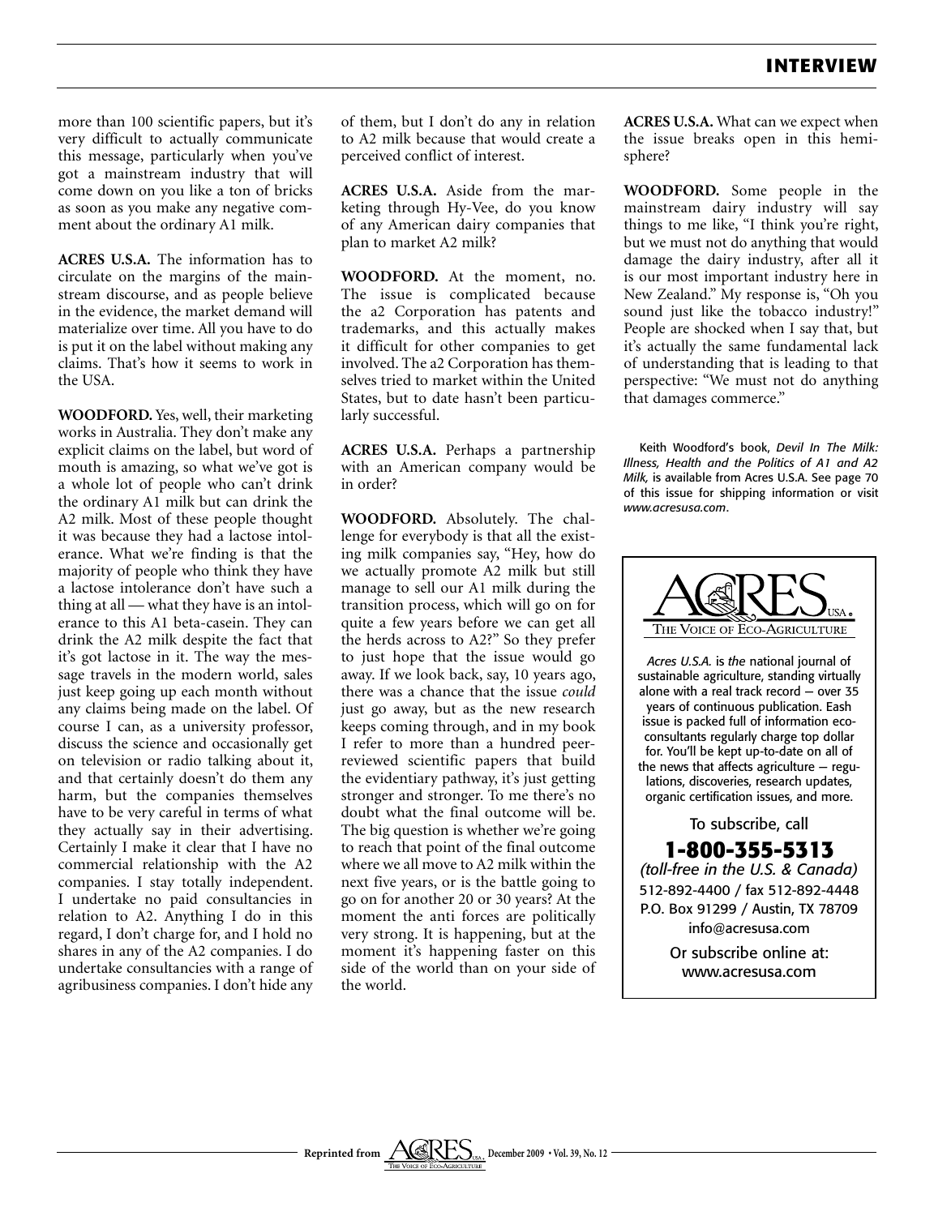more than 100 scientific papers, but it's very difficult to actually communicate this message, particularly when you've got a mainstream industry that will come down on you like a ton of bricks as soon as you make any negative comment about the ordinary A1 milk.

**ACRES U.S.A.** The information has to circulate on the margins of the mainstream discourse, and as people believe in the evidence, the market demand will materialize over time. All you have to do is put it on the label without making any claims. That's how it seems to work in the USA.

**WOODFORD.** Yes, well, their marketing works in Australia. They don't make any explicit claims on the label, but word of mouth is amazing, so what we've got is a whole lot of people who can't drink the ordinary A1 milk but can drink the A2 milk. Most of these people thought it was because they had a lactose intolerance. What we're finding is that the majority of people who think they have a lactose intolerance don't have such a thing at all — what they have is an intolerance to this A1 beta-casein. They can drink the A2 milk despite the fact that it's got lactose in it. The way the message travels in the modern world, sales just keep going up each month without any claims being made on the label. Of course I can, as a university professor, discuss the science and occasionally get on television or radio talking about it, and that certainly doesn't do them any harm, but the companies themselves have to be very careful in terms of what they actually say in their advertising. Certainly I make it clear that I have no commercial relationship with the A2 companies. I stay totally independent. I undertake no paid consultancies in relation to A2. Anything I do in this regard, I don't charge for, and I hold no shares in any of the A2 companies. I do undertake consultancies with a range of agribusiness companies. I don't hide any of them, but I don't do any in relation to A2 milk because that would create a perceived conflict of interest.

**ACRES U.S.A.** Aside from the marketing through Hy-Vee, do you know of any American dairy companies that plan to market A2 milk?

**WOODFORD.** At the moment, no. The issue is complicated because the a2 Corporation has patents and trademarks, and this actually makes it difficult for other companies to get involved. The a2 Corporation has themselves tried to market within the United States, but to date hasn't been particularly successful.

**ACRES U.S.A.** Perhaps a partnership with an American company would be in order?

**WOODFORD.** Absolutely. The challenge for everybody is that all the existing milk companies say, "Hey, how do we actually promote A2 milk but still manage to sell our A1 milk during the transition process, which will go on for quite a few years before we can get all the herds across to A2?" So they prefer to just hope that the issue would go away. If we look back, say, 10 years ago, there was a chance that the issue *could* just go away, but as the new research keeps coming through, and in my book I refer to more than a hundred peer-reviewed scientific papers that build the evidentiary pathway, it's just getting stronger and stronger. To me there's no doubt what the final outcome will be. The big question is whether we're going to reach that point of the final outcome where we all move to A2 milk within the next five years, or is the battle going to go on for another 20 or 30 years? At the moment the anti forces are politically very strong. It is happening, but at the moment it's happening faster on this side of the world than on your side of the world.

**ACRES U.S.A.** What can we expect when the issue breaks open in this hemisphere?

**WOODFORD.** Some people in the mainstream dairy industry will say things to me like, "I think you're right, but we must not do anything that would damage the dairy industry, after all it is our most important industry here in New Zealand." My response is, "Oh you sound just like the tobacco industry!" People are shocked when I say that, but it's actually the same fundamental lack of understanding that is leading to that perspective: "We must not do anything that damages commerce."

Keith Woodford's book, *Devil In The Milk: Illness, Health and the Politics of A1 and A2 Milk,* is available from Acres U.S.A. See page 70 of this issue for shipping information or visit *www.acresusa.com*.

ACRES USA
THE VOICE OF ECO-AGRICULTURE

*Acres U.S.A.* is *the* national journal of sustainable agriculture, standing virtually alone with a real track record — over 35 years of continuous publication. Eash issue is packed full of information eco-consultants regularly charge top dollar for. You'll be kept up-to-date on all of the news that affects agriculture — regulations, discoveries, research updates, organic certification issues, and more.

To subscribe, call

**1-800-355-5313**

*(toll-free in the U.S. & Canada)*

512-892-4400 / fax 512-892-4448
P.O. Box 91299 / Austin, TX 78709
info@acresusa.com

Or subscribe online at:
www.acresusa.com